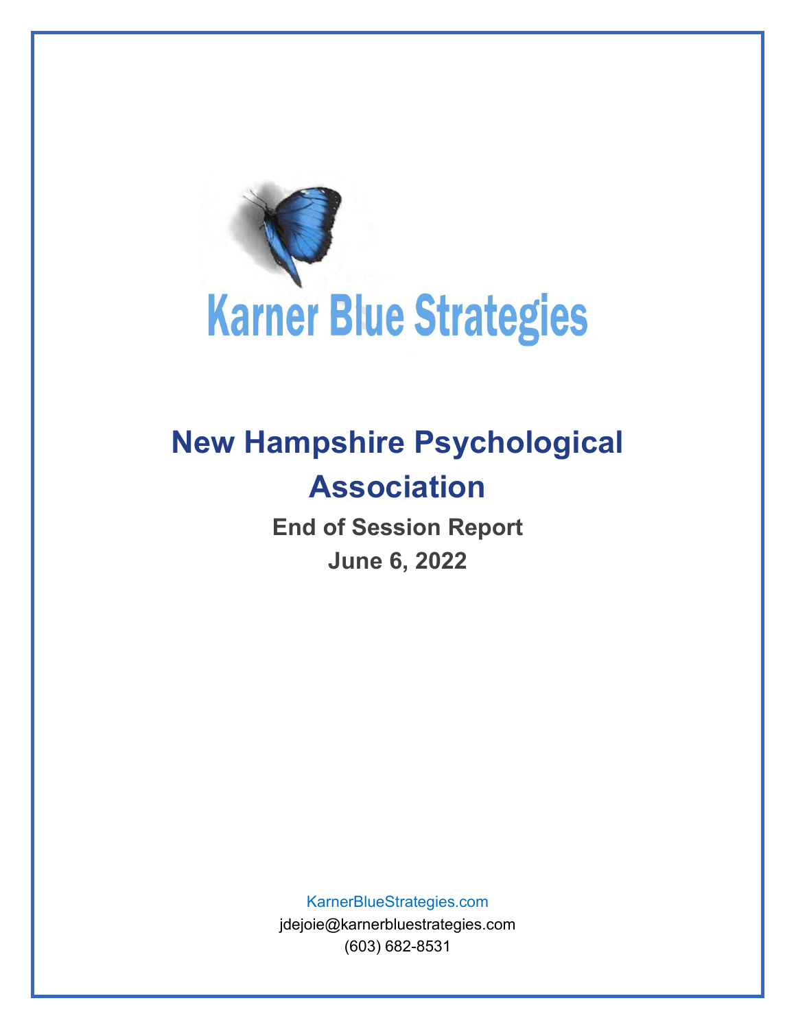Karner Blue Strategies

# New Hampshire Psychological Association

## End of Session Report

## June 6, 2022

KarnerBlueStrategies.com

jdejoie@karnerbluestrategies.com

(603) 682-8531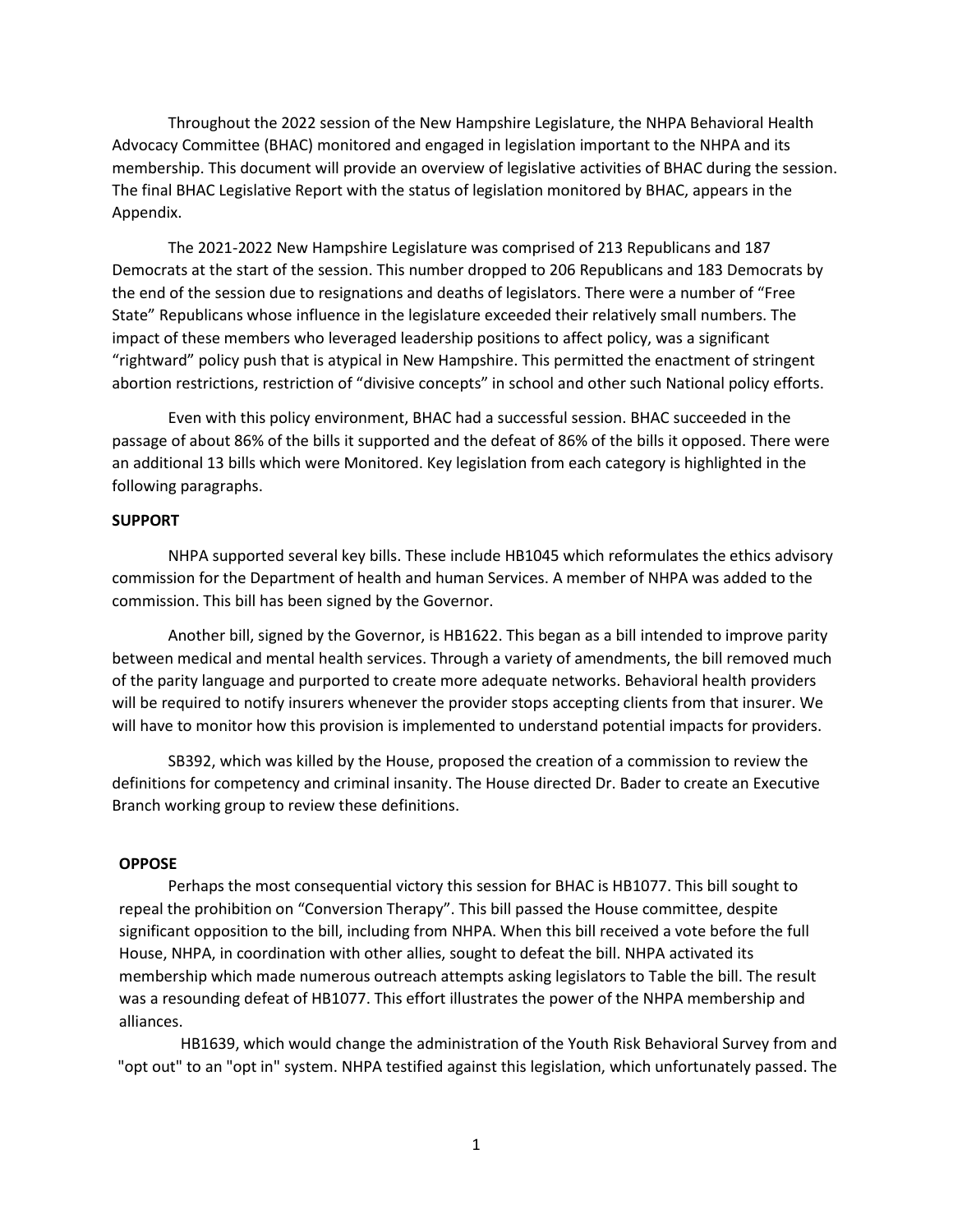Throughout the 2022 session of the New Hampshire Legislature, the NHPA Behavioral Health Advocacy Committee (BHAC) monitored and engaged in legislation important to the NHPA and its membership. This document will provide an overview of legislative activities of BHAC during the session. The final BHAC Legislative Report with the status of legislation monitored by BHAC, appears in the Appendix.

The 2021-2022 New Hampshire Legislature was comprised of 213 Republicans and 187 Democrats at the start of the session. This number dropped to 206 Republicans and 183 Democrats by the end of the session due to resignations and deaths of legislators. There were a number of "Free State" Republicans whose influence in the legislature exceeded their relatively small numbers. The impact of these members who leveraged leadership positions to affect policy, was a significant "rightward" policy push that is atypical in New Hampshire. This permitted the enactment of stringent abortion restrictions, restriction of "divisive concepts" in school and other such National policy efforts.

Even with this policy environment, BHAC had a successful session. BHAC succeeded in the passage of about 86% of the bills it supported and the defeat of 86% of the bills it opposed. There were an additional 13 bills which were Monitored. Key legislation from each category is highlighted in the following paragraphs.

**SUPPORT**

NHPA supported several key bills. These include HB1045 which reformulates the ethics advisory commission for the Department of health and human Services. A member of NHPA was added to the commission. This bill has been signed by the Governor.

Another bill, signed by the Governor, is HB1622. This began as a bill intended to improve parity between medical and mental health services. Through a variety of amendments, the bill removed much of the parity language and purported to create more adequate networks. Behavioral health providers will be required to notify insurers whenever the provider stops accepting clients from that insurer. We will have to monitor how this provision is implemented to understand potential impacts for providers.

SB392, which was killed by the House, proposed the creation of a commission to review the definitions for competency and criminal insanity. The House directed Dr. Bader to create an Executive Branch working group to review these definitions.

**OPPOSE**

Perhaps the most consequential victory this session for BHAC is HB1077. This bill sought to repeal the prohibition on "Conversion Therapy". This bill passed the House committee, despite significant opposition to the bill, including from NHPA. When this bill received a vote before the full House, NHPA, in coordination with other allies, sought to defeat the bill. NHPA activated its membership which made numerous outreach attempts asking legislators to Table the bill. The result was a resounding defeat of HB1077. This effort illustrates the power of the NHPA membership and alliances.

HB1639, which would change the administration of the Youth Risk Behavioral Survey from and "opt out" to an "opt in" system. NHPA testified against this legislation, which unfortunately passed. The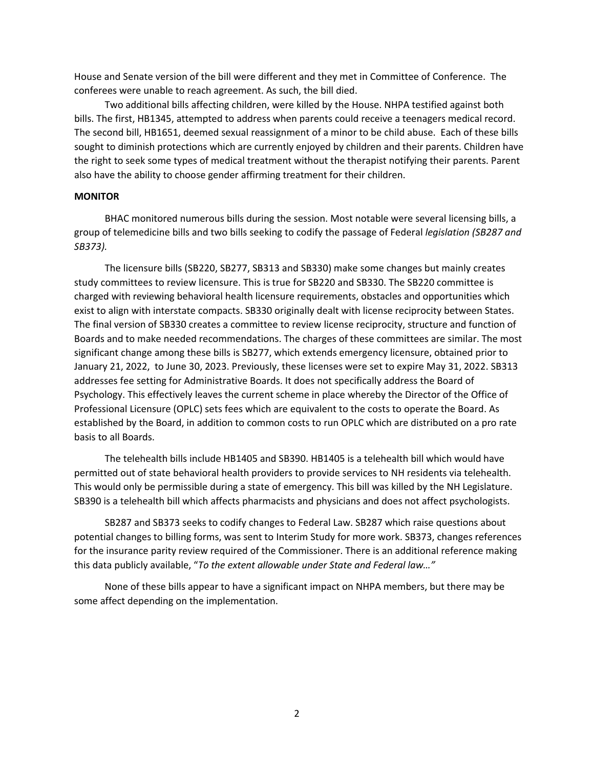House and Senate version of the bill were different and they met in Committee of Conference. The conferees were unable to reach agreement. As such, the bill died.

Two additional bills affecting children, were killed by the House. NHPA testified against both bills. The first, HB1345, attempted to address when parents could receive a teenagers medical record. The second bill, HB1651, deemed sexual reassignment of a minor to be child abuse. Each of these bills sought to diminish protections which are currently enjoyed by children and their parents. Children have the right to seek some types of medical treatment without the therapist notifying their parents. Parent also have the ability to choose gender affirming treatment for their children.

**MONITOR**

BHAC monitored numerous bills during the session. Most notable were several licensing bills, a group of telemedicine bills and two bills seeking to codify the passage of Federal *legislation (SB287 and SB373).*

The licensure bills (SB220, SB277, SB313 and SB330) make some changes but mainly creates study committees to review licensure. This is true for SB220 and SB330. The SB220 committee is charged with reviewing behavioral health licensure requirements, obstacles and opportunities which exist to align with interstate compacts. SB330 originally dealt with license reciprocity between States. The final version of SB330 creates a committee to review license reciprocity, structure and function of Boards and to make needed recommendations. The charges of these committees are similar. The most significant change among these bills is SB277, which extends emergency licensure, obtained prior to January 21, 2022, to June 30, 2023. Previously, these licenses were set to expire May 31, 2022. SB313 addresses fee setting for Administrative Boards. It does not specifically address the Board of Psychology. This effectively leaves the current scheme in place whereby the Director of the Office of Professional Licensure (OPLC) sets fees which are equivalent to the costs to operate the Board. As established by the Board, in addition to common costs to run OPLC which are distributed on a pro rate basis to all Boards.

The telehealth bills include HB1405 and SB390. HB1405 is a telehealth bill which would have permitted out of state behavioral health providers to provide services to NH residents via telehealth. This would only be permissible during a state of emergency. This bill was killed by the NH Legislature. SB390 is a telehealth bill which affects pharmacists and physicians and does not affect psychologists.

SB287 and SB373 seeks to codify changes to Federal Law. SB287 which raise questions about potential changes to billing forms, was sent to Interim Study for more work. SB373, changes references for the insurance parity review required of the Commissioner. There is an additional reference making this data publicly available, "*To the extent allowable under State and Federal law…"*

None of these bills appear to have a significant impact on NHPA members, but there may be some affect depending on the implementation.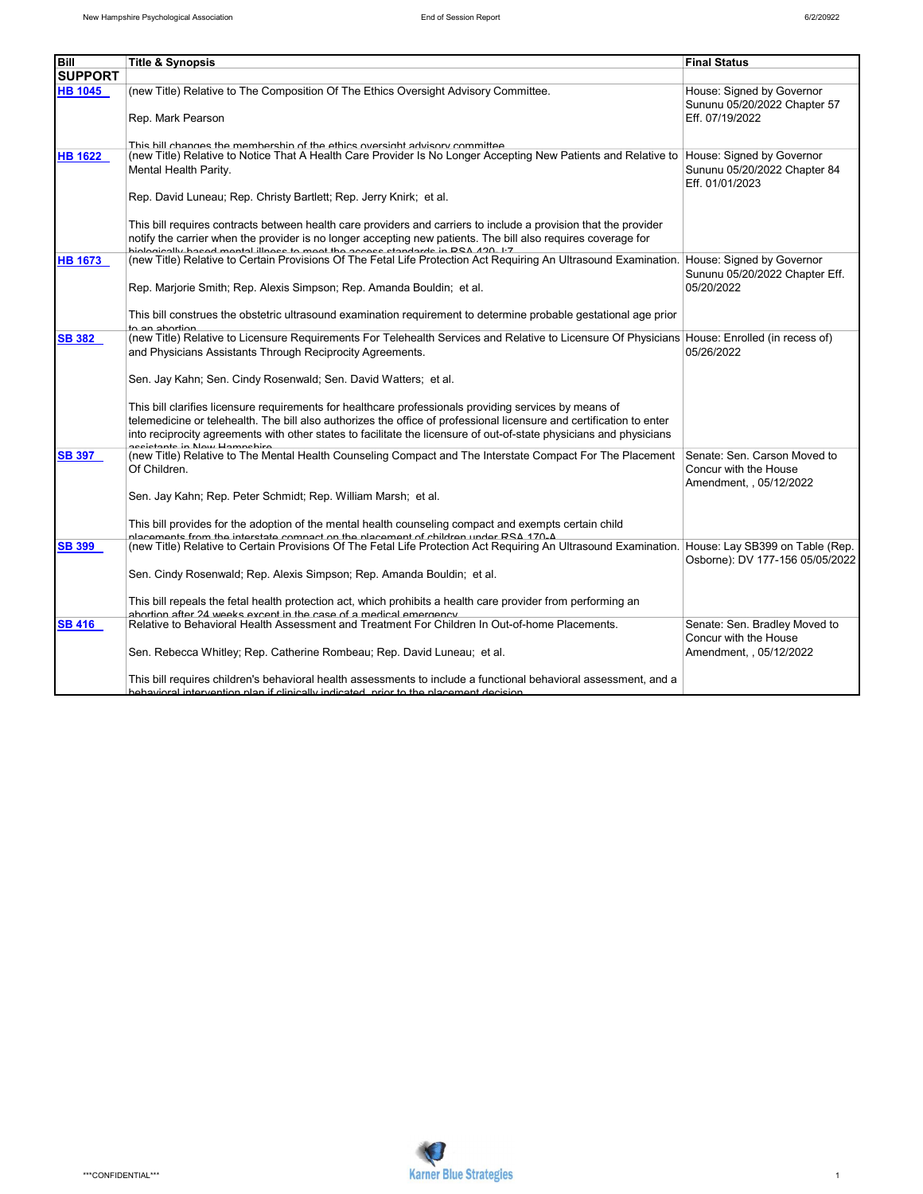| Bill | Title & Synopsis | Final Status |
|---|---|---|
| **SUPPORT** | | |
| HB 1045 | (new Title) Relative to The Composition Of The Ethics Oversight Advisory Committee.<br><br>Rep. Mark Pearson<br><br>This bill changes the membership of the ethics oversight advisory committee. | House: Signed by Governor Sununu 05/20/2022 Chapter 57 Eff. 07/19/2022 |
| HB 1622 | (new Title) Relative to Notice That A Health Care Provider Is No Longer Accepting New Patients and Relative to Mental Health Parity.<br><br>Rep. David Luneau; Rep. Christy Bartlett; Rep. Jerry Knirk; et al.<br><br>This bill requires contracts between health care providers and carriers to include a provision that the provider notify the carrier when the provider is no longer accepting new patients. The bill also requires coverage for biologically-based mental illness to meet the access standards in RSA 420- I:7 | House: Signed by Governor Sununu 05/20/2022 Chapter 84 Eff. 01/01/2023 |
| HB 1673 | (new Title) Relative to Certain Provisions Of The Fetal Life Protection Act Requiring An Ultrasound Examination.<br><br>Rep. Marjorie Smith; Rep. Alexis Simpson; Rep. Amanda Bouldin; et al.<br><br>This bill construes the obstetric ultrasound examination requirement to determine probable gestational age prior to an abortion. | House: Signed by Governor Sununu 05/20/2022 Chapter Eff. 05/20/2022 |
| SB 382 | (new Title) Relative to Licensure Requirements For Telehealth Services and Relative to Licensure Of Physicians and Physicians Assistants Through Reciprocity Agreements.<br><br>Sen. Jay Kahn; Sen. Cindy Rosenwald; Sen. David Watters; et al.<br><br>This bill clarifies licensure requirements for healthcare professionals providing services by means of telemedicine or telehealth. The bill also authorizes the office of professional licensure and certification to enter into reciprocity agreements with other states to facilitate the licensure of out-of-state physicians and physicians assistants in New Hampshire. | House: Enrolled (in recess of) 05/26/2022 |
| SB 397 | (new Title) Relative to The Mental Health Counseling Compact and The Interstate Compact For The Placement Of Children.<br><br>Sen. Jay Kahn; Rep. Peter Schmidt; Rep. William Marsh; et al.<br><br>This bill provides for the adoption of the mental health counseling compact and exempts certain child placements from the interstate compact on the placement of children under RSA 170-A. | Senate: Sen. Carson Moved to Concur with the House Amendment, , 05/12/2022 |
| SB 399 | (new Title) Relative to Certain Provisions Of The Fetal Life Protection Act Requiring An Ultrasound Examination.<br><br>Sen. Cindy Rosenwald; Rep. Alexis Simpson; Rep. Amanda Bouldin; et al.<br><br>This bill repeals the fetal health protection act, which prohibits a health care provider from performing an abortion after 24 weeks except in the case of a medical emergency. | House: Lay SB399 on Table (Rep. Osborne): DV 177-156 05/05/2022 |
| SB 416 | Relative to Behavioral Health Assessment and Treatment For Children In Out-of-home Placements.<br><br>Sen. Rebecca Whitley; Rep. Catherine Rombeau; Rep. David Luneau; et al.<br><br>This bill requires children's behavioral health assessments to include a functional behavioral assessment, and a behavioral intervention plan if clinically indicated, prior to the placement decision. | Senate: Sen. Bradley Moved to Concur with the House Amendment, , 05/12/2022 |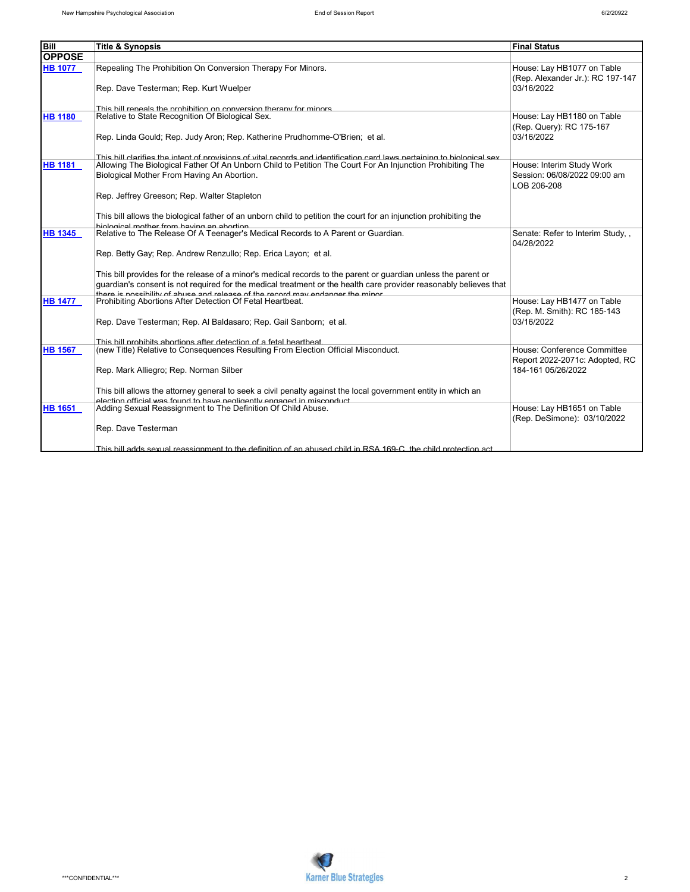| Bill | Title & Synopsis | Final Status |
|---|---|---|
| **OPPOSE** | | |
| **HB 1077** | Repealing The Prohibition On Conversion Therapy For Minors.<br><br>Rep. Dave Testerman; Rep. Kurt Wuelper<br><br>This bill repeals the prohibition on conversion therapy for minors. | House: Lay HB1077 on Table (Rep. Alexander Jr.): RC 197-147 03/16/2022 |
| **HB 1180** | Relative to State Recognition Of Biological Sex.<br><br>Rep. Linda Gould; Rep. Judy Aron; Rep. Katherine Prudhomme-O'Brien; et al.<br><br>This bill clarifies the intent of provisions of vital records and identification card laws pertaining to biological sex. | House: Lay HB1180 on Table (Rep. Query): RC 175-167 03/16/2022 |
| **HB 1181** | Allowing The Biological Father Of An Unborn Child to Petition The Court For An Injunction Prohibiting The Biological Mother From Having An Abortion.<br><br>Rep. Jeffrey Greeson; Rep. Walter Stapleton<br><br>This bill allows the biological father of an unborn child to petition the court for an injunction prohibiting the biological mother from having an abortion. | House: Interim Study Work Session: 06/08/2022 09:00 am LOB 206-208 |
| **HB 1345** | Relative to The Release Of A Teenager's Medical Records to A Parent or Guardian.<br><br>Rep. Betty Gay; Rep. Andrew Renzullo; Rep. Erica Layon; et al.<br><br>This bill provides for the release of a minor's medical records to the parent or guardian unless the parent or guardian's consent is not required for the medical treatment or the health care provider reasonably believes that there is possibility of abuse and release of the record may endanger the minor. | Senate: Refer to Interim Study, , 04/28/2022 |
| **HB 1477** | Prohibiting Abortions After Detection Of Fetal Heartbeat.<br><br>Rep. Dave Testerman; Rep. Al Baldasaro; Rep. Gail Sanborn; et al.<br><br>This bill prohibits abortions after detection of a fetal heartbeat. | House: Lay HB1477 on Table (Rep. M. Smith): RC 185-143 03/16/2022 |
| **HB 1567** | (new Title) Relative to Consequences Resulting From Election Official Misconduct.<br><br>Rep. Mark Alliegro; Rep. Norman Silber<br><br>This bill allows the attorney general to seek a civil penalty against the local government entity in which an election official was found to have negligently engaged in misconduct. | House: Conference Committee Report 2022-2071c: Adopted, RC 184-161 05/26/2022 |
| **HB 1651** | Adding Sexual Reassignment to The Definition Of Child Abuse.<br><br>Rep. Dave Testerman<br><br>This bill adds sexual reassignment to the definition of an abused child in RSA 169-C, the child protection act. | House: Lay HB1651 on Table (Rep. DeSimone): 03/10/2022 |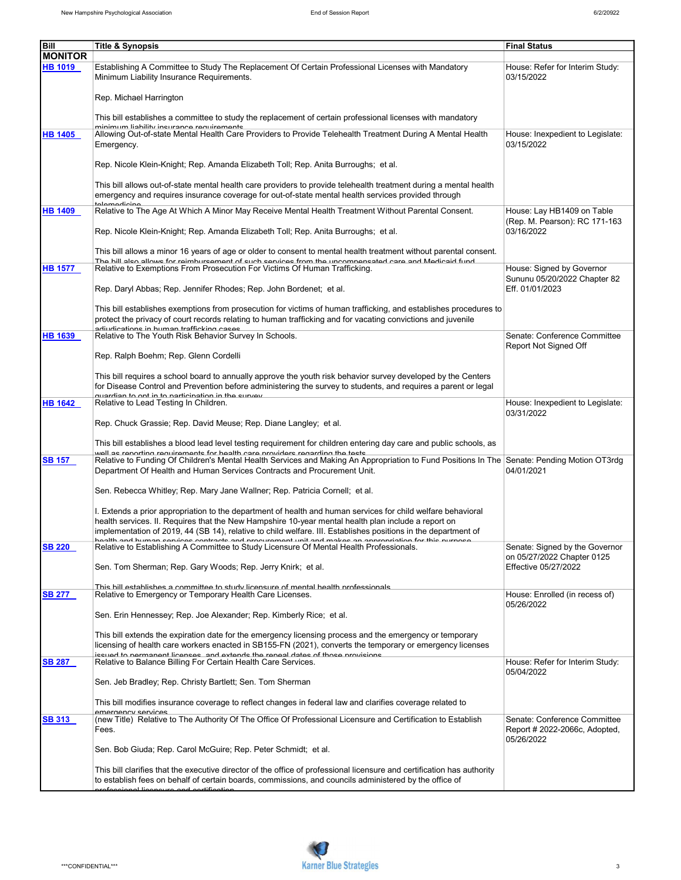| Bill | Title & Synopsis | Final Status |
|---|---|---|
| **MONITOR** | | |
| HB 1019 | Establishing A Committee to Study The Replacement Of Certain Professional Licenses with Mandatory Minimum Liability Insurance Requirements.<br><br>Rep. Michael Harrington<br><br>This bill establishes a committee to study the replacement of certain professional licenses with mandatory minimum liability insurance requirements. | House: Refer for Interim Study: 03/15/2022 |
| HB 1405 | Allowing Out-of-state Mental Health Care Providers to Provide Telehealth Treatment During A Mental Health Emergency.<br><br>Rep. Nicole Klein-Knight; Rep. Amanda Elizabeth Toll; Rep. Anita Burroughs; et al.<br><br>This bill allows out-of-state mental health care providers to provide telehealth treatment during a mental health emergency and requires insurance coverage for out-of-state mental health services provided through telemedicine. | House: Inexpedient to Legislate: 03/15/2022 |
| HB 1409 | Relative to The Age At Which A Minor May Receive Mental Health Treatment Without Parental Consent.<br><br>Rep. Nicole Klein-Knight; Rep. Amanda Elizabeth Toll; Rep. Anita Burroughs; et al.<br><br>This bill allows a minor 16 years of age or older to consent to mental health treatment without parental consent. The bill also allows for reimbursement of such services from the uncompensated care and Medicaid fund. | House: Lay HB1409 on Table (Rep. M. Pearson): RC 171-163 03/16/2022 |
| HB 1577 | Relative to Exemptions From Prosecution For Victims Of Human Trafficking.<br><br>Rep. Daryl Abbas; Rep. Jennifer Rhodes; Rep. John Bordenet; et al.<br><br>This bill establishes exemptions from prosecution for victims of human trafficking, and establishes procedures to protect the privacy of court records relating to human trafficking and for vacating convictions and juvenile adjudications in human trafficking cases. | House: Signed by Governor Sununu 05/20/2022 Chapter 82 Eff. 01/01/2023 |
| HB 1639 | Relative to The Youth Risk Behavior Survey In Schools.<br><br>Rep. Ralph Boehm; Rep. Glenn Cordelli<br><br>This bill requires a school board to annually approve the youth risk behavior survey developed by the Centers for Disease Control and Prevention before administering the survey to students, and requires a parent or legal guardian to opt in to participation in the survey. | Senate: Conference Committee Report Not Signed Off |
| HB 1642 | Relative to Lead Testing In Children.<br><br>Rep. Chuck Grassie; Rep. David Meuse; Rep. Diane Langley; et al.<br><br>This bill establishes a blood lead level testing requirement for children entering day care and public schools, as well as reporting requirements for health care providers regarding the tests. | House: Inexpedient to Legislate: 03/31/2022 |
| SB 157 | Relative to Funding Of Children's Mental Health Services and Making An Appropriation to Fund Positions In The Department Of Health and Human Services Contracts and Procurement Unit.<br><br>Sen. Rebecca Whitley; Rep. Mary Jane Wallner; Rep. Patricia Cornell; et al.<br><br>I. Extends a prior appropriation to the department of health and human services for child welfare behavioral health services. II. Requires that the New Hampshire 10-year mental health plan include a report on implementation of 2019, 44 (SB 14), relative to child welfare. III. Establishes positions in the department of health and human services contracts and procurement unit and makes an appropriation for this purpose. | Senate: Pending Motion OT3rdg 04/01/2021 |
| SB 220 | Relative to Establishing A Committee to Study Licensure Of Mental Health Professionals.<br><br>Sen. Tom Sherman; Rep. Gary Woods; Rep. Jerry Knirk; et al.<br><br>This bill establishes a committee to study licensure of mental health professionals. | Senate: Signed by the Governor on 05/27/2022 Chapter 0125 Effective 05/27/2022 |
| SB 277 | Relative to Emergency or Temporary Health Care Licenses.<br><br>Sen. Erin Hennessey; Rep. Joe Alexander; Rep. Kimberly Rice; et al.<br><br>This bill extends the expiration date for the emergency licensing process and the emergency or temporary licensing of health care workers enacted in SB155-FN (2021), converts the temporary or emergency licenses issued to permanent licenses, and extends the repeal dates of those provisions. | House: Enrolled (in recess of) 05/26/2022 |
| SB 287 | Relative to Balance Billing For Certain Health Care Services.<br><br>Sen. Jeb Bradley; Rep. Christy Bartlett; Sen. Tom Sherman<br><br>This bill modifies insurance coverage to reflect changes in federal law and clarifies coverage related to emergency services. | House: Refer for Interim Study: 05/04/2022 |
| SB 313 | (new Title) Relative to The Authority Of The Office Of Professional Licensure and Certification to Establish Fees.<br><br>Sen. Bob Giuda; Rep. Carol McGuire; Rep. Peter Schmidt; et al.<br><br>This bill clarifies that the executive director of the office of professional licensure and certification has authority to establish fees on behalf of certain boards, commissions, and councils administered by the office of professional licensure and certification. | Senate: Conference Committee Report # 2022-2066c, Adopted, 05/26/2022 |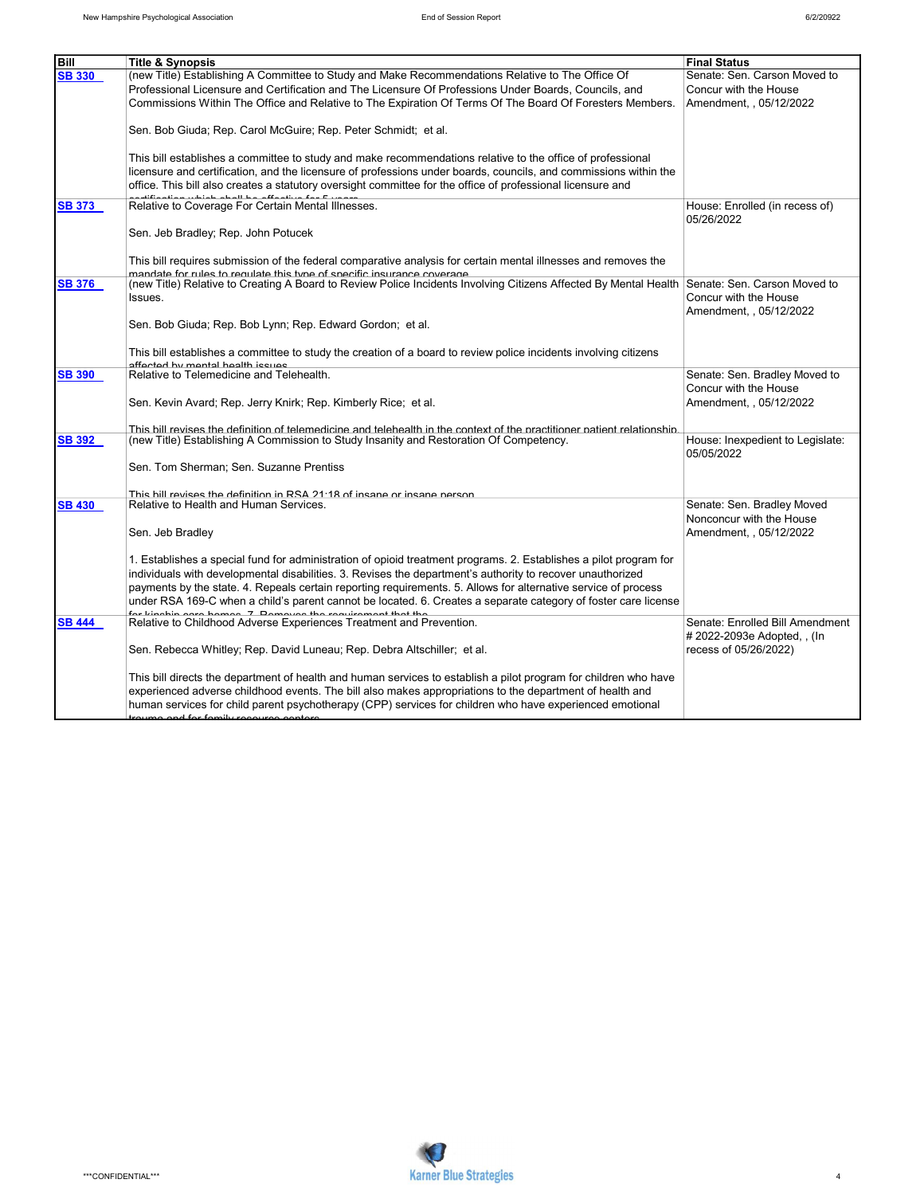| Bill | Title & Synopsis | Final Status |
|---|---|---|
| SB 330 | (new Title) Establishing A Committee to Study and Make Recommendations Relative to The Office Of Professional Licensure and Certification and The Licensure Of Professions Under Boards, Councils, and Commissions Within The Office and Relative to The Expiration Of Terms Of The Board Of Foresters Members.<br><br>Sen. Bob Giuda; Rep. Carol McGuire; Rep. Peter Schmidt; et al.<br><br>This bill establishes a committee to study and make recommendations relative to the office of professional licensure and certification, and the licensure of professions under boards, councils, and commissions within the office. This bill also creates a statutory oversight committee for the office of professional licensure and certification which shall be effective for 5 years. | Senate: Sen. Carson Moved to Concur with the House Amendment, , 05/12/2022 |
| SB 373 | Relative to Coverage For Certain Mental Illnesses.<br><br>Sen. Jeb Bradley; Rep. John Potucek<br><br>This bill requires submission of the federal comparative analysis for certain mental illnesses and removes the mandate for rules to regulate this type of specific insurance coverage. | House: Enrolled (in recess of) 05/26/2022 |
| SB 376 | (new Title) Relative to Creating A Board to Review Police Incidents Involving Citizens Affected By Mental Health Issues.<br><br>Sen. Bob Giuda; Rep. Bob Lynn; Rep. Edward Gordon; et al.<br><br>This bill establishes a committee to study the creation of a board to review police incidents involving citizens affected by mental health issues. | Senate: Sen. Carson Moved to Concur with the House Amendment, , 05/12/2022 |
| SB 390 | Relative to Telemedicine and Telehealth.<br><br>Sen. Kevin Avard; Rep. Jerry Knirk; Rep. Kimberly Rice; et al.<br><br>This bill revises the definition of telemedicine and telehealth in the context of the practitioner patient relationship. | Senate: Sen. Bradley Moved to Concur with the House Amendment, , 05/12/2022 |
| SB 392 | (new Title) Establishing A Commission to Study Insanity and Restoration Of Competency.<br><br>Sen. Tom Sherman; Sen. Suzanne Prentiss<br><br>This bill revises the definition in RSA 21:18 of insane or insane person. | House: Inexpedient to Legislate: 05/05/2022 |
| SB 430 | Relative to Health and Human Services.<br><br>Sen. Jeb Bradley<br><br>1. Establishes a special fund for administration of opioid treatment programs. 2. Establishes a pilot program for individuals with developmental disabilities. 3. Revises the department's authority to recover unauthorized payments by the state. 4. Repeals certain reporting requirements. 5. Allows for alternative service of process under RSA 169-C when a child's parent cannot be located. 6. Creates a separate category of foster care license for kinship care homes. 7. Removes the requirement that the | Senate: Sen. Bradley Moved Nonconcur with the House Amendment, , 05/12/2022 |
| SB 444 | Relative to Childhood Adverse Experiences Treatment and Prevention.<br><br>Sen. Rebecca Whitley; Rep. David Luneau; Rep. Debra Altschiller; et al.<br><br>This bill directs the department of health and human services to establish a pilot program for children who have experienced adverse childhood events. The bill also makes appropriations to the department of health and human services for child parent psychotherapy (CPP) services for children who have experienced emotional trauma and for family resource centers. | Senate: Enrolled Bill Amendment # 2022-2093e Adopted, , (In recess of 05/26/2022) |